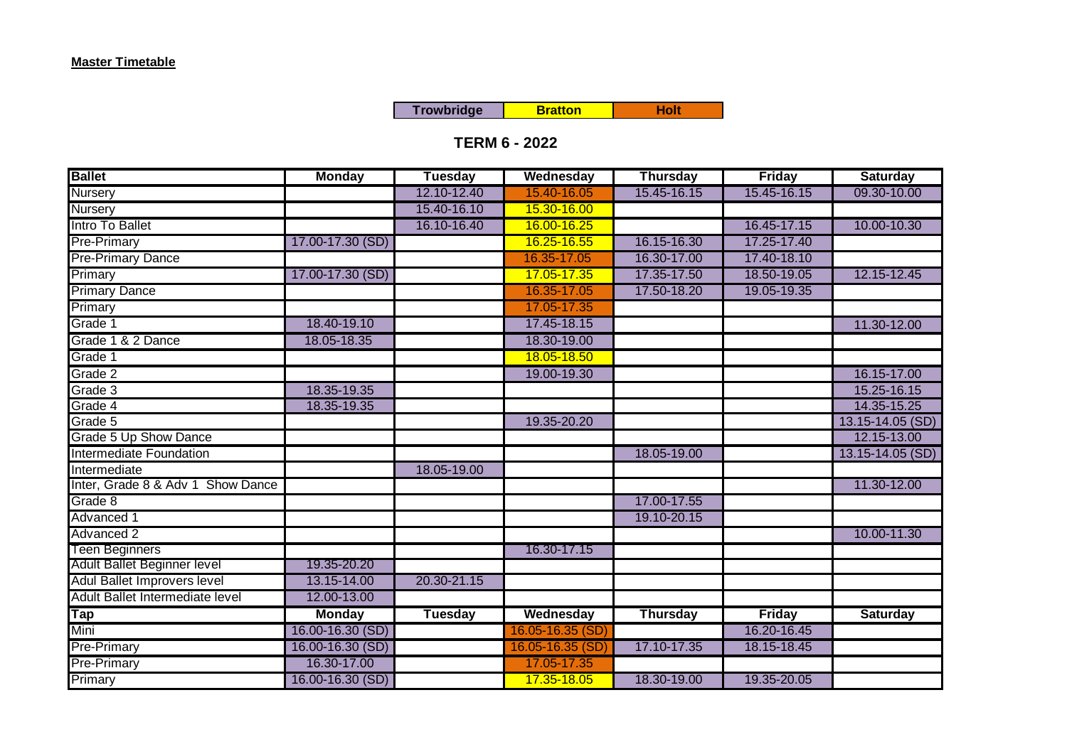**Master Timetable**

| Trowbridge | Bratton | Holt |
|---|---|---|

## TERM 6 - 2022

| Ballet | Monday | Tuesday | Wednesday | Thursday | Friday | Saturday |
|---|---|---|---|---|---|---|
| Nursery | | 12.10-12.40 | 15.40-16.05 | 15.45-16.15 | 15.45-16.15 | 09.30-10.00 |
| Nursery | | 15.40-16.10 | 15.30-16.00 | | | |
| Intro To Ballet | | 16.10-16.40 | 16.00-16.25 | | 16.45-17.15 | 10.00-10.30 |
| Pre-Primary | 17.00-17.30 (SD) | | 16.25-16.55 | 16.15-16.30 | 17.25-17.40 | |
| Pre-Primary Dance | | | 16.35-17.05 | 16.30-17.00 | 17.40-18.10 | |
| Primary | 17.00-17.30 (SD) | | 17.05-17.35 | 17.35-17.50 | 18.50-19.05 | 12.15-12.45 |
| Primary Dance | | | 16.35-17.05 | 17.50-18.20 | 19.05-19.35 | |
| Primary | | | 17.05-17.35 | | | |
| Grade 1 | 18.40-19.10 | | 17.45-18.15 | | | 11.30-12.00 |
| Grade 1 & 2 Dance | 18.05-18.35 | | 18.30-19.00 | | | |
| Grade 1 | | | 18.05-18.50 | | | |
| Grade 2 | | | 19.00-19.30 | | | 16.15-17.00 |
| Grade 3 | 18.35-19.35 | | | | | 15.25-16.15 |
| Grade 4 | 18.35-19.35 | | | | | 14.35-15.25 |
| Grade 5 | | | 19.35-20.20 | | | 13.15-14.05 (SD) |
| Grade 5 Up Show Dance | | | | | | 12.15-13.00 |
| Intermediate Foundation | | | | 18.05-19.00 | | 13.15-14.05 (SD) |
| Intermediate | | 18.05-19.00 | | | | |
| Inter, Grade 8 & Adv 1 Show Dance | | | | | | 11.30-12.00 |
| Grade 8 | | | | 17.00-17.55 | | |
| Advanced 1 | | | | 19.10-20.15 | | |
| Advanced 2 | | | | | | 10.00-11.30 |
| Teen Beginners | | | 16.30-17.15 | | | |
| Adult Ballet Beginner level | 19.35-20.20 | | | | | |
| Adul Ballet Improvers level | 13.15-14.00 | 20.30-21.15 | | | | |
| Adult Ballet Intermediate level | 12.00-13.00 | | | | | |
| **Tap** | **Monday** | **Tuesday** | **Wednesday** | **Thursday** | **Friday** | **Saturday** |
| Mini | 16.00-16.30 (SD) | | 16.05-16.35 (SD) | | 16.20-16.45 | |
| Pre-Primary | 16.00-16.30 (SD) | | 16.05-16.35 (SD) | 17.10-17.35 | 18.15-18.45 | |
| Pre-Primary | 16.30-17.00 | | 17.05-17.35 | | | |
| Primary | 16.00-16.30 (SD) | | 17.35-18.05 | 18.30-19.00 | 19.35-20.05 | |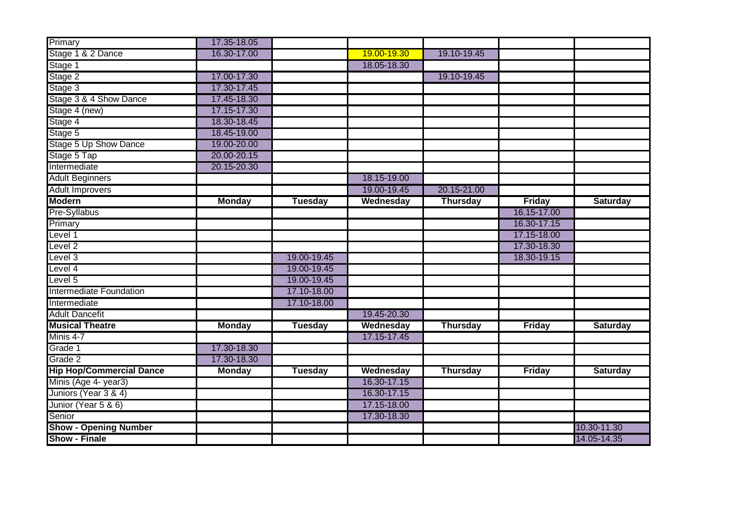| | | | | | | |
|---|---|---|---|---|---|---|
| Primary | 17.35-18.05 | | | | | |
| Stage 1 & 2 Dance | 16.30-17.00 | | 19.00-19.30 | 19.10-19.45 | | |
| Stage 1 | | | 18.05-18.30 | | | |
| Stage 2 | 17.00-17.30 | | | 19.10-19.45 | | |
| Stage 3 | 17.30-17.45 | | | | | |
| Stage 3 & 4 Show Dance | 17.45-18.30 | | | | | |
| Stage 4 (new) | 17.15-17.30 | | | | | |
| Stage 4 | 18.30-18.45 | | | | | |
| Stage 5 | 18.45-19.00 | | | | | |
| Stage 5 Up Show Dance | 19.00-20.00 | | | | | |
| Stage 5 Tap | 20.00-20.15 | | | | | |
| Intermediate | 20.15-20.30 | | | | | |
| Adult Beginners | | | 18.15-19.00 | | | |
| Adult Improvers | | | 19.00-19.45 | 20.15-21.00 | | |
| **Modern** | **Monday** | **Tuesday** | **Wednesday** | **Thursday** | **Friday** | **Saturday** |
| Pre-Syllabus | | | | | 16.15-17.00 | |
| Primary | | | | | 16.30-17.15 | |
| Level 1 | | | | | 17.15-18.00 | |
| Level 2 | | | | | 17.30-18.30 | |
| Level 3 | | 19.00-19.45 | | | 18.30-19.15 | |
| Level 4 | | 19.00-19.45 | | | | |
| Level 5 | | 19.00-19.45 | | | | |
| Intermediate Foundation | | 17.10-18.00 | | | | |
| Intermediate | | 17.10-18.00 | | | | |
| Adult Dancefit | | | 19.45-20.30 | | | |
| **Musical Theatre** | **Monday** | **Tuesday** | **Wednesday** | **Thursday** | **Friday** | **Saturday** |
| Minis 4-7 | | | 17.15-17.45 | | | |
| Grade 1 | 17.30-18.30 | | | | | |
| Grade 2 | 17.30-18.30 | | | | | |
| **Hip Hop/Commercial Dance** | **Monday** | **Tuesday** | **Wednesday** | **Thursday** | **Friday** | **Saturday** |
| Minis (Age 4- year3) | | | 16.30-17.15 | | | |
| Juniors (Year 3 & 4) | | | 16.30-17.15 | | | |
| Junior (Year 5 & 6) | | | 17.15-18.00 | | | |
| Senior | | | 17.30-18.30 | | | |
| **Show - Opening Number** | | | | | | 10.30-11.30 |
| **Show - Finale** | | | | | | 14.05-14.35 |